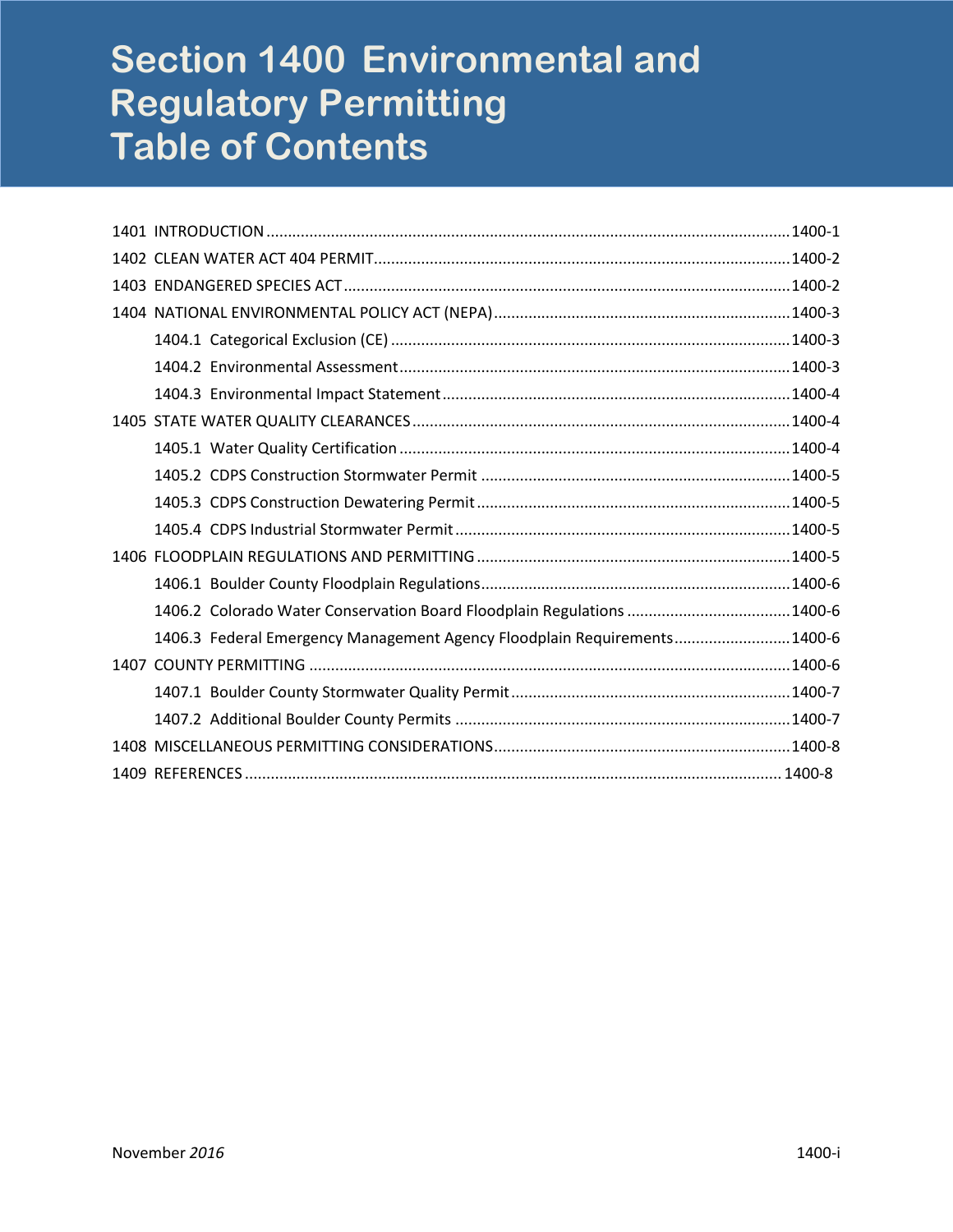# Section 1400 Environmental and Regulatory Permitting Table of Contents

1401 INTRODUCTION ........................................................................................................................ 1400-1

1402 CLEAN WATER ACT 404 PERMIT ................................................................................................ 1400-2

1403 ENDANGERED SPECIES ACT ...................................................................................................... 1400-2

1404 NATIONAL ENVIRONMENTAL POLICY ACT (NEPA) .................................................................... 1400-3

- 1404.1 Categorical Exclusion (CE) ............................................................................................ 1400-3
- 1404.2 Environmental Assessment .......................................................................................... 1400-3
- 1404.3 Environmental Impact Statement ................................................................................ 1400-4

1405 STATE WATER QUALITY CLEARANCES ....................................................................................... 1400-4

- 1405.1 Water Quality Certification .......................................................................................... 1400-4
- 1405.2 CDPS Construction Stormwater Permit ....................................................................... 1400-5
- 1405.3 CDPS Construction Dewatering Permit ........................................................................ 1400-5
- 1405.4 CDPS Industrial Stormwater Permit ............................................................................. 1400-5

1406 FLOODPLAIN REGULATIONS AND PERMITTING ........................................................................ 1400-5

- 1406.1 Boulder County Floodplain Regulations ....................................................................... 1400-6
- 1406.2 Colorado Water Conservation Board Floodplain Regulations ...................................... 1400-6
- 1406.3 Federal Emergency Management Agency Floodplain Requirements ........................... 1400-6

1407 COUNTY PERMITTING .............................................................................................................. 1400-6

- 1407.1 Boulder County Stormwater Quality Permit ................................................................ 1400-7
- 1407.2 Additional Boulder County Permits ............................................................................. 1400-7

1408 MISCELLANEOUS PERMITTING CONSIDERATIONS .................................................................... 1400-8

1409 REFERENCES ........................................................................................................................... 1400-8

November *2016*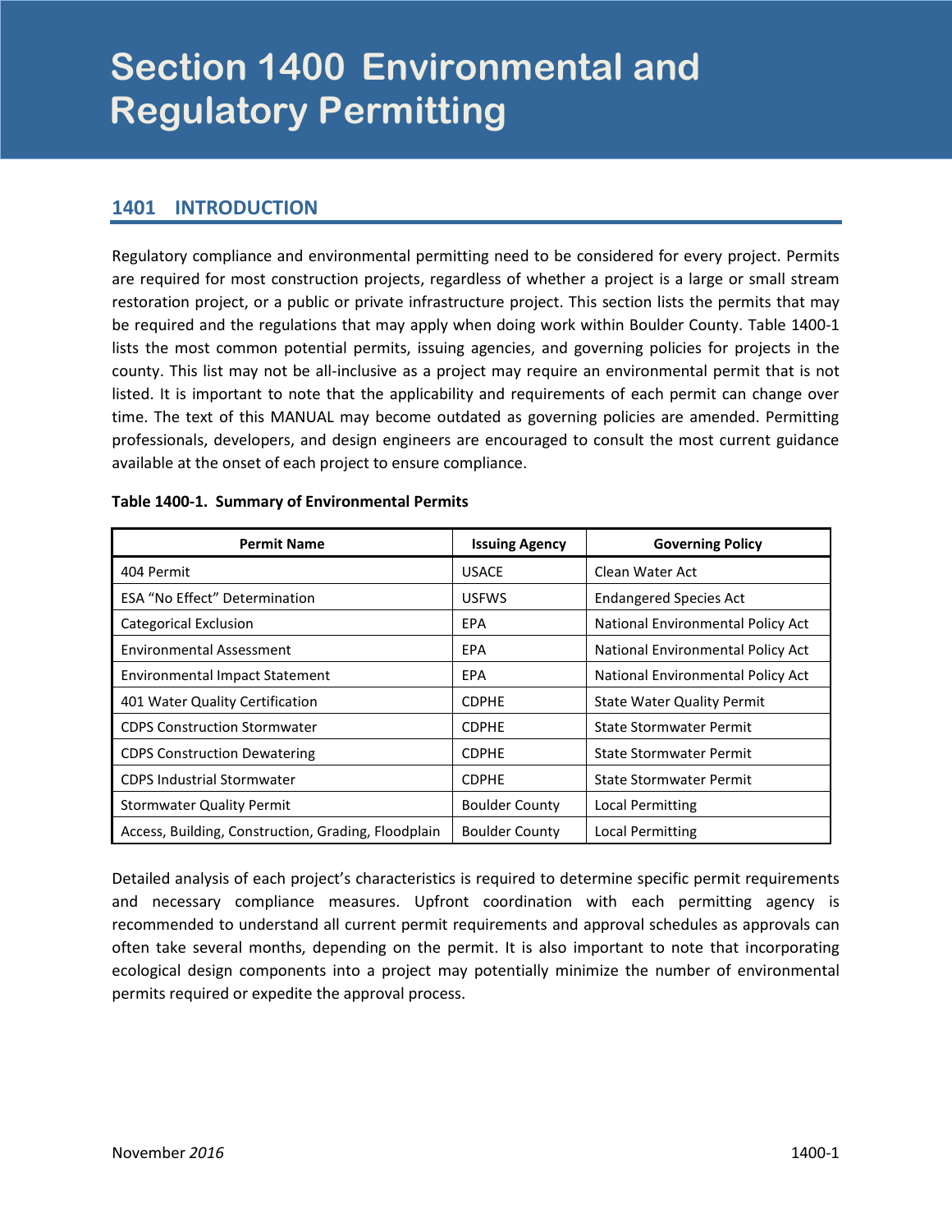# Section 1400 Environmental and Regulatory Permitting

## 1401 INTRODUCTION

Regulatory compliance and environmental permitting need to be considered for every project. Permits are required for most construction projects, regardless of whether a project is a large or small stream restoration project, or a public or private infrastructure project. This section lists the permits that may be required and the regulations that may apply when doing work within Boulder County. Table 1400-1 lists the most common potential permits, issuing agencies, and governing policies for projects in the county. This list may not be all-inclusive as a project may require an environmental permit that is not listed. It is important to note that the applicability and requirements of each permit can change over time. The text of this MANUAL may become outdated as governing policies are amended. Permitting professionals, developers, and design engineers are encouraged to consult the most current guidance available at the onset of each project to ensure compliance.

**Table 1400-1. Summary of Environmental Permits**

| Permit Name | Issuing Agency | Governing Policy |
|---|---|---|
| 404 Permit | USACE | Clean Water Act |
| ESA “No Effect” Determination | USFWS | Endangered Species Act |
| Categorical Exclusion | EPA | National Environmental Policy Act |
| Environmental Assessment | EPA | National Environmental Policy Act |
| Environmental Impact Statement | EPA | National Environmental Policy Act |
| 401 Water Quality Certification | CDPHE | State Water Quality Permit |
| CDPS Construction Stormwater | CDPHE | State Stormwater Permit |
| CDPS Construction Dewatering | CDPHE | State Stormwater Permit |
| CDPS Industrial Stormwater | CDPHE | State Stormwater Permit |
| Stormwater Quality Permit | Boulder County | Local Permitting |
| Access, Building, Construction, Grading, Floodplain | Boulder County | Local Permitting |

Detailed analysis of each project’s characteristics is required to determine specific permit requirements and necessary compliance measures. Upfront coordination with each permitting agency is recommended to understand all current permit requirements and approval schedules as approvals can often take several months, depending on the permit. It is also important to note that incorporating ecological design components into a project may potentially minimize the number of environmental permits required or expedite the approval process.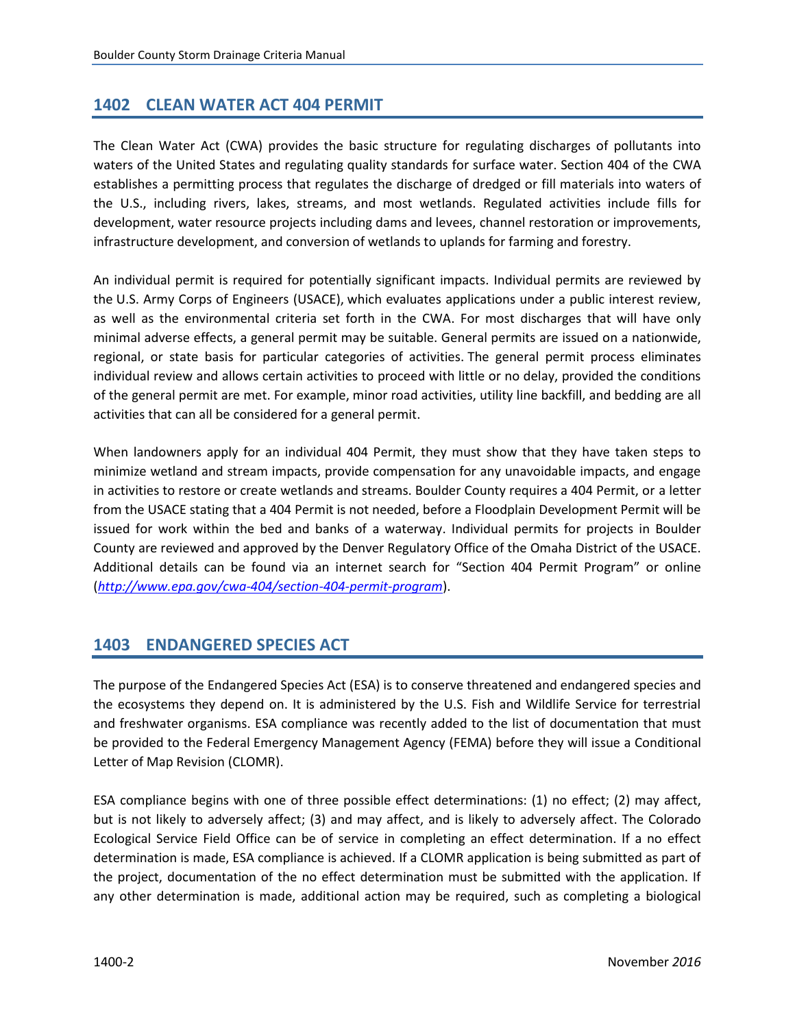## 1402 CLEAN WATER ACT 404 PERMIT

The Clean Water Act (CWA) provides the basic structure for regulating discharges of pollutants into waters of the United States and regulating quality standards for surface water. Section 404 of the CWA establishes a permitting process that regulates the discharge of dredged or fill materials into waters of the U.S., including rivers, lakes, streams, and most wetlands. Regulated activities include fills for development, water resource projects including dams and levees, channel restoration or improvements, infrastructure development, and conversion of wetlands to uplands for farming and forestry.

An individual permit is required for potentially significant impacts. Individual permits are reviewed by the U.S. Army Corps of Engineers (USACE), which evaluates applications under a public interest review, as well as the environmental criteria set forth in the CWA. For most discharges that will have only minimal adverse effects, a general permit may be suitable. General permits are issued on a nationwide, regional, or state basis for particular categories of activities. The general permit process eliminates individual review and allows certain activities to proceed with little or no delay, provided the conditions of the general permit are met. For example, minor road activities, utility line backfill, and bedding are all activities that can all be considered for a general permit.

When landowners apply for an individual 404 Permit, they must show that they have taken steps to minimize wetland and stream impacts, provide compensation for any unavoidable impacts, and engage in activities to restore or create wetlands and streams. Boulder County requires a 404 Permit, or a letter from the USACE stating that a 404 Permit is not needed, before a Floodplain Development Permit will be issued for work within the bed and banks of a waterway. Individual permits for projects in Boulder County are reviewed and approved by the Denver Regulatory Office of the Omaha District of the USACE. Additional details can be found via an internet search for "Section 404 Permit Program" or online (*http://www.epa.gov/cwa-404/section-404-permit-program*).

## 1403 ENDANGERED SPECIES ACT

The purpose of the Endangered Species Act (ESA) is to conserve threatened and endangered species and the ecosystems they depend on. It is administered by the U.S. Fish and Wildlife Service for terrestrial and freshwater organisms. ESA compliance was recently added to the list of documentation that must be provided to the Federal Emergency Management Agency (FEMA) before they will issue a Conditional Letter of Map Revision (CLOMR).

ESA compliance begins with one of three possible effect determinations: (1) no effect; (2) may affect, but is not likely to adversely affect; (3) and may affect, and is likely to adversely affect. The Colorado Ecological Service Field Office can be of service in completing an effect determination. If a no effect determination is made, ESA compliance is achieved. If a CLOMR application is being submitted as part of the project, documentation of the no effect determination must be submitted with the application. If any other determination is made, additional action may be required, such as completing a biological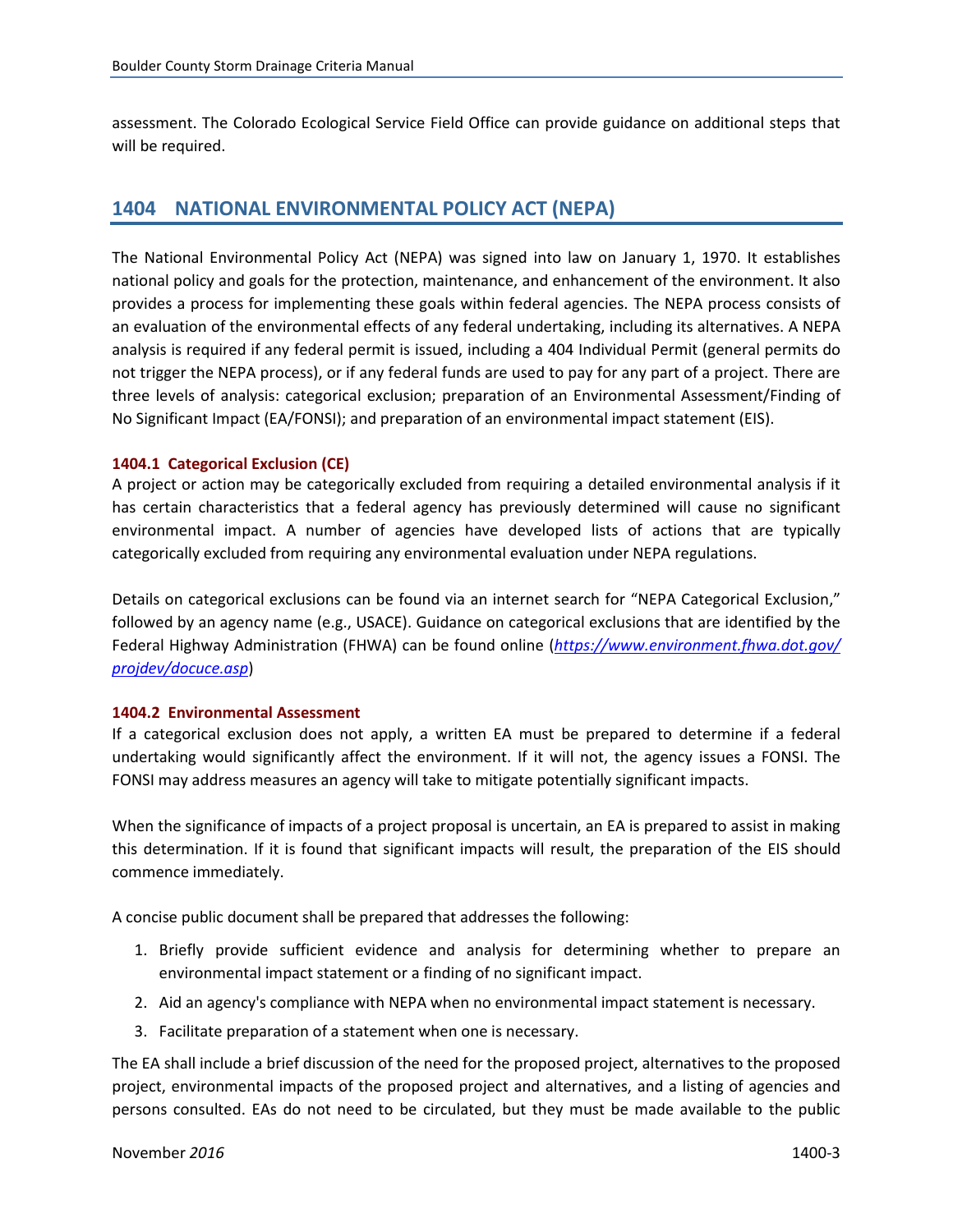assessment. The Colorado Ecological Service Field Office can provide guidance on additional steps that will be required.

## 1404 NATIONAL ENVIRONMENTAL POLICY ACT (NEPA)

The National Environmental Policy Act (NEPA) was signed into law on January 1, 1970. It establishes national policy and goals for the protection, maintenance, and enhancement of the environment. It also provides a process for implementing these goals within federal agencies. The NEPA process consists of an evaluation of the environmental effects of any federal undertaking, including its alternatives. A NEPA analysis is required if any federal permit is issued, including a 404 Individual Permit (general permits do not trigger the NEPA process), or if any federal funds are used to pay for any part of a project. There are three levels of analysis: categorical exclusion; preparation of an Environmental Assessment/Finding of No Significant Impact (EA/FONSI); and preparation of an environmental impact statement (EIS).

### 1404.1 Categorical Exclusion (CE)

A project or action may be categorically excluded from requiring a detailed environmental analysis if it has certain characteristics that a federal agency has previously determined will cause no significant environmental impact. A number of agencies have developed lists of actions that are typically categorically excluded from requiring any environmental evaluation under NEPA regulations.

Details on categorical exclusions can be found via an internet search for "NEPA Categorical Exclusion," followed by an agency name (e.g., USACE). Guidance on categorical exclusions that are identified by the Federal Highway Administration (FHWA) can be found online (*https://www.environment.fhwa.dot.gov/projdev/docuce.asp*)

### 1404.2 Environmental Assessment

If a categorical exclusion does not apply, a written EA must be prepared to determine if a federal undertaking would significantly affect the environment. If it will not, the agency issues a FONSI. The FONSI may address measures an agency will take to mitigate potentially significant impacts.

When the significance of impacts of a project proposal is uncertain, an EA is prepared to assist in making this determination. If it is found that significant impacts will result, the preparation of the EIS should commence immediately.

A concise public document shall be prepared that addresses the following:

1. Briefly provide sufficient evidence and analysis for determining whether to prepare an environmental impact statement or a finding of no significant impact.
2. Aid an agency's compliance with NEPA when no environmental impact statement is necessary.
3. Facilitate preparation of a statement when one is necessary.

The EA shall include a brief discussion of the need for the proposed project, alternatives to the proposed project, environmental impacts of the proposed project and alternatives, and a listing of agencies and persons consulted. EAs do not need to be circulated, but they must be made available to the public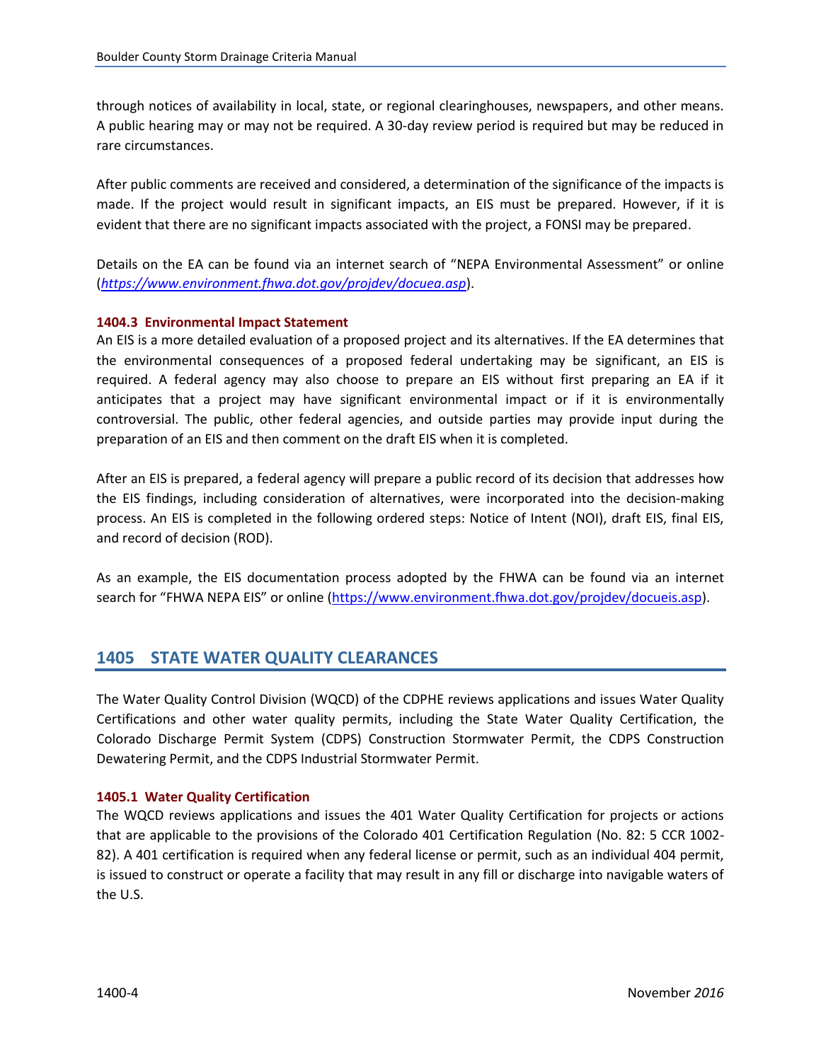through notices of availability in local, state, or regional clearinghouses, newspapers, and other means. A public hearing may or may not be required. A 30-day review period is required but may be reduced in rare circumstances.

After public comments are received and considered, a determination of the significance of the impacts is made. If the project would result in significant impacts, an EIS must be prepared. However, if it is evident that there are no significant impacts associated with the project, a FONSI may be prepared.

Details on the EA can be found via an internet search of "NEPA Environmental Assessment" or online (*https://www.environment.fhwa.dot.gov/projdev/docuea.asp*).

### 1404.3 Environmental Impact Statement

An EIS is a more detailed evaluation of a proposed project and its alternatives. If the EA determines that the environmental consequences of a proposed federal undertaking may be significant, an EIS is required. A federal agency may also choose to prepare an EIS without first preparing an EA if it anticipates that a project may have significant environmental impact or if it is environmentally controversial. The public, other federal agencies, and outside parties may provide input during the preparation of an EIS and then comment on the draft EIS when it is completed.

After an EIS is prepared, a federal agency will prepare a public record of its decision that addresses how the EIS findings, including consideration of alternatives, were incorporated into the decision-making process. An EIS is completed in the following ordered steps: Notice of Intent (NOI), draft EIS, final EIS, and record of decision (ROD).

As an example, the EIS documentation process adopted by the FHWA can be found via an internet search for "FHWA NEPA EIS" or online (https://www.environment.fhwa.dot.gov/projdev/docueis.asp).

## 1405 STATE WATER QUALITY CLEARANCES

The Water Quality Control Division (WQCD) of the CDPHE reviews applications and issues Water Quality Certifications and other water quality permits, including the State Water Quality Certification, the Colorado Discharge Permit System (CDPS) Construction Stormwater Permit, the CDPS Construction Dewatering Permit, and the CDPS Industrial Stormwater Permit.

### 1405.1 Water Quality Certification

The WQCD reviews applications and issues the 401 Water Quality Certification for projects or actions that are applicable to the provisions of the Colorado 401 Certification Regulation (No. 82: 5 CCR 1002-82). A 401 certification is required when any federal license or permit, such as an individual 404 permit, is issued to construct or operate a facility that may result in any fill or discharge into navigable waters of the U.S.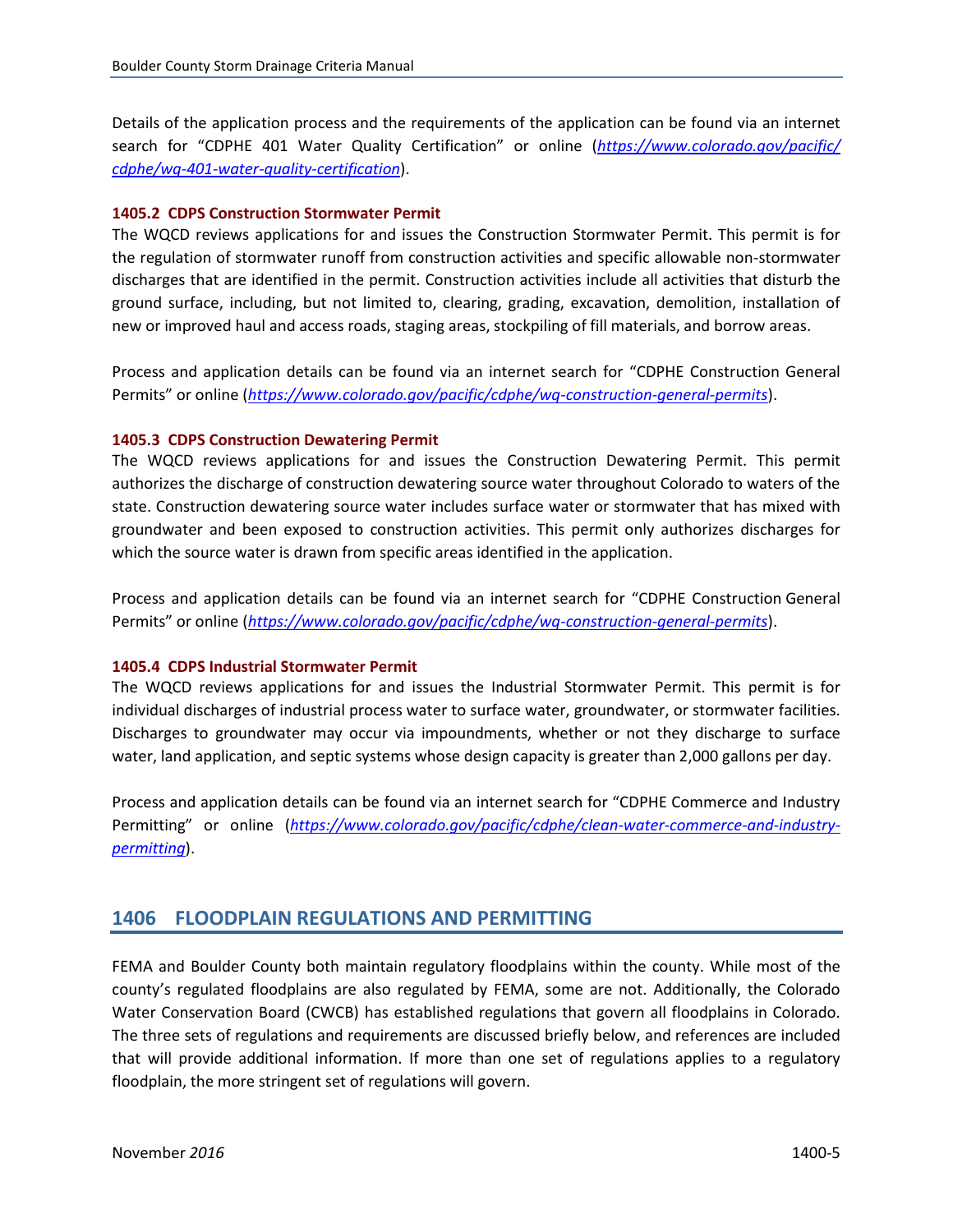Details of the application process and the requirements of the application can be found via an internet search for “CDPHE 401 Water Quality Certification” or online (*https://www.colorado.gov/pacific/cdphe/wq-401-water-quality-certification*).

### 1405.2 CDPS Construction Stormwater Permit

The WQCD reviews applications for and issues the Construction Stormwater Permit. This permit is for the regulation of stormwater runoff from construction activities and specific allowable non-stormwater discharges that are identified in the permit. Construction activities include all activities that disturb the ground surface, including, but not limited to, clearing, grading, excavation, demolition, installation of new or improved haul and access roads, staging areas, stockpiling of fill materials, and borrow areas.

Process and application details can be found via an internet search for “CDPHE Construction General Permits” or online (*https://www.colorado.gov/pacific/cdphe/wq-construction-general-permits*).

### 1405.3 CDPS Construction Dewatering Permit

The WQCD reviews applications for and issues the Construction Dewatering Permit. This permit authorizes the discharge of construction dewatering source water throughout Colorado to waters of the state. Construction dewatering source water includes surface water or stormwater that has mixed with groundwater and been exposed to construction activities. This permit only authorizes discharges for which the source water is drawn from specific areas identified in the application.

Process and application details can be found via an internet search for “CDPHE Construction General Permits” or online (*https://www.colorado.gov/pacific/cdphe/wq-construction-general-permits*).

### 1405.4 CDPS Industrial Stormwater Permit

The WQCD reviews applications for and issues the Industrial Stormwater Permit. This permit is for individual discharges of industrial process water to surface water, groundwater, or stormwater facilities. Discharges to groundwater may occur via impoundments, whether or not they discharge to surface water, land application, and septic systems whose design capacity is greater than 2,000 gallons per day.

Process and application details can be found via an internet search for “CDPHE Commerce and Industry Permitting” or online (*https://www.colorado.gov/pacific/cdphe/clean-water-commerce-and-industry-permitting*).

## 1406 FLOODPLAIN REGULATIONS AND PERMITTING

FEMA and Boulder County both maintain regulatory floodplains within the county. While most of the county’s regulated floodplains are also regulated by FEMA, some are not. Additionally, the Colorado Water Conservation Board (CWCB) has established regulations that govern all floodplains in Colorado. The three sets of regulations and requirements are discussed briefly below, and references are included that will provide additional information. If more than one set of regulations applies to a regulatory floodplain, the more stringent set of regulations will govern.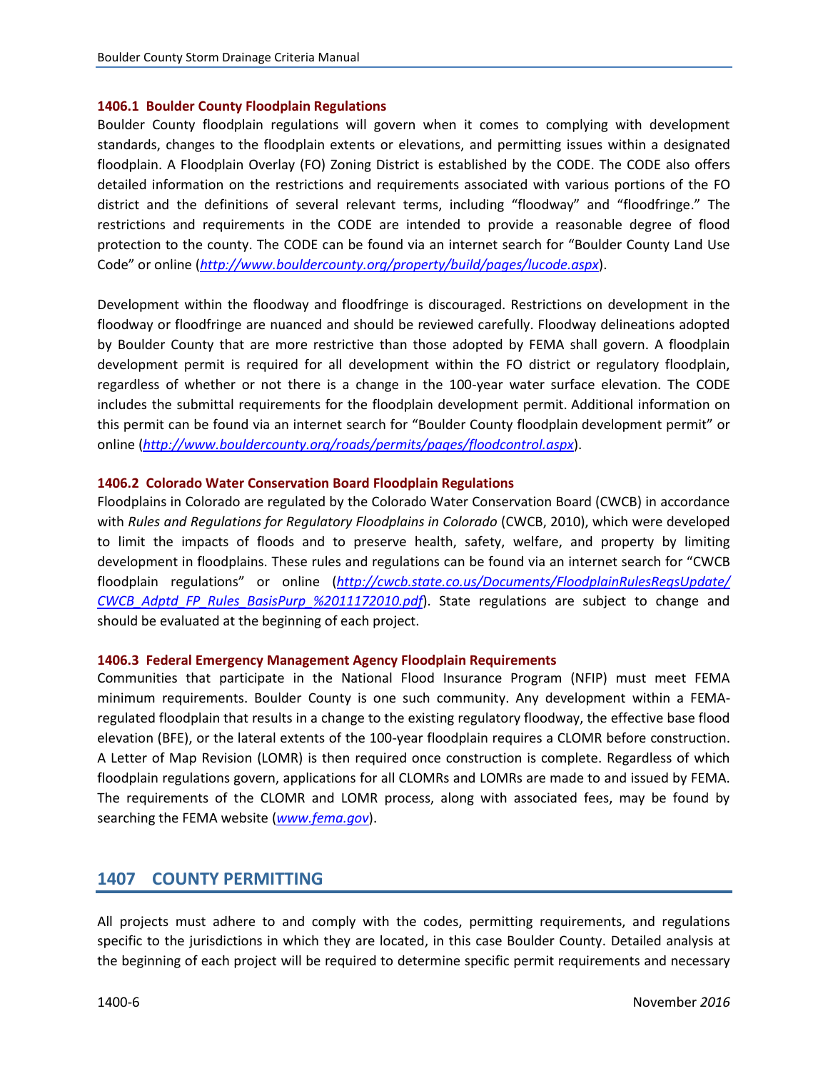### 1406.1 Boulder County Floodplain Regulations

Boulder County floodplain regulations will govern when it comes to complying with development standards, changes to the floodplain extents or elevations, and permitting issues within a designated floodplain. A Floodplain Overlay (FO) Zoning District is established by the CODE. The CODE also offers detailed information on the restrictions and requirements associated with various portions of the FO district and the definitions of several relevant terms, including "floodway" and "floodfringe." The restrictions and requirements in the CODE are intended to provide a reasonable degree of flood protection to the county. The CODE can be found via an internet search for "Boulder County Land Use Code" or online (*http://www.bouldercounty.org/property/build/pages/lucode.aspx*).

Development within the floodway and floodfringe is discouraged. Restrictions on development in the floodway or floodfringe are nuanced and should be reviewed carefully. Floodway delineations adopted by Boulder County that are more restrictive than those adopted by FEMA shall govern. A floodplain development permit is required for all development within the FO district or regulatory floodplain, regardless of whether or not there is a change in the 100-year water surface elevation. The CODE includes the submittal requirements for the floodplain development permit. Additional information on this permit can be found via an internet search for "Boulder County floodplain development permit" or online (*http://www.bouldercounty.org/roads/permits/pages/floodcontrol.aspx*).

### 1406.2 Colorado Water Conservation Board Floodplain Regulations

Floodplains in Colorado are regulated by the Colorado Water Conservation Board (CWCB) in accordance with *Rules and Regulations for Regulatory Floodplains in Colorado* (CWCB, 2010), which were developed to limit the impacts of floods and to preserve health, safety, welfare, and property by limiting development in floodplains. These rules and regulations can be found via an internet search for "CWCB floodplain regulations" or online (*http://cwcb.state.co.us/Documents/FloodplainRulesRegsUpdate/CWCB_Adptd_FP_Rules_BasisPurp_%2011172010.pdf*). State regulations are subject to change and should be evaluated at the beginning of each project.

### 1406.3 Federal Emergency Management Agency Floodplain Requirements

Communities that participate in the National Flood Insurance Program (NFIP) must meet FEMA minimum requirements. Boulder County is one such community. Any development within a FEMA-regulated floodplain that results in a change to the existing regulatory floodway, the effective base flood elevation (BFE), or the lateral extents of the 100-year floodplain requires a CLOMR before construction. A Letter of Map Revision (LOMR) is then required once construction is complete. Regardless of which floodplain regulations govern, applications for all CLOMRs and LOMRs are made to and issued by FEMA. The requirements of the CLOMR and LOMR process, along with associated fees, may be found by searching the FEMA website (*www.fema.gov*).

## 1407 COUNTY PERMITTING

All projects must adhere to and comply with the codes, permitting requirements, and regulations specific to the jurisdictions in which they are located, in this case Boulder County. Detailed analysis at the beginning of each project will be required to determine specific permit requirements and necessary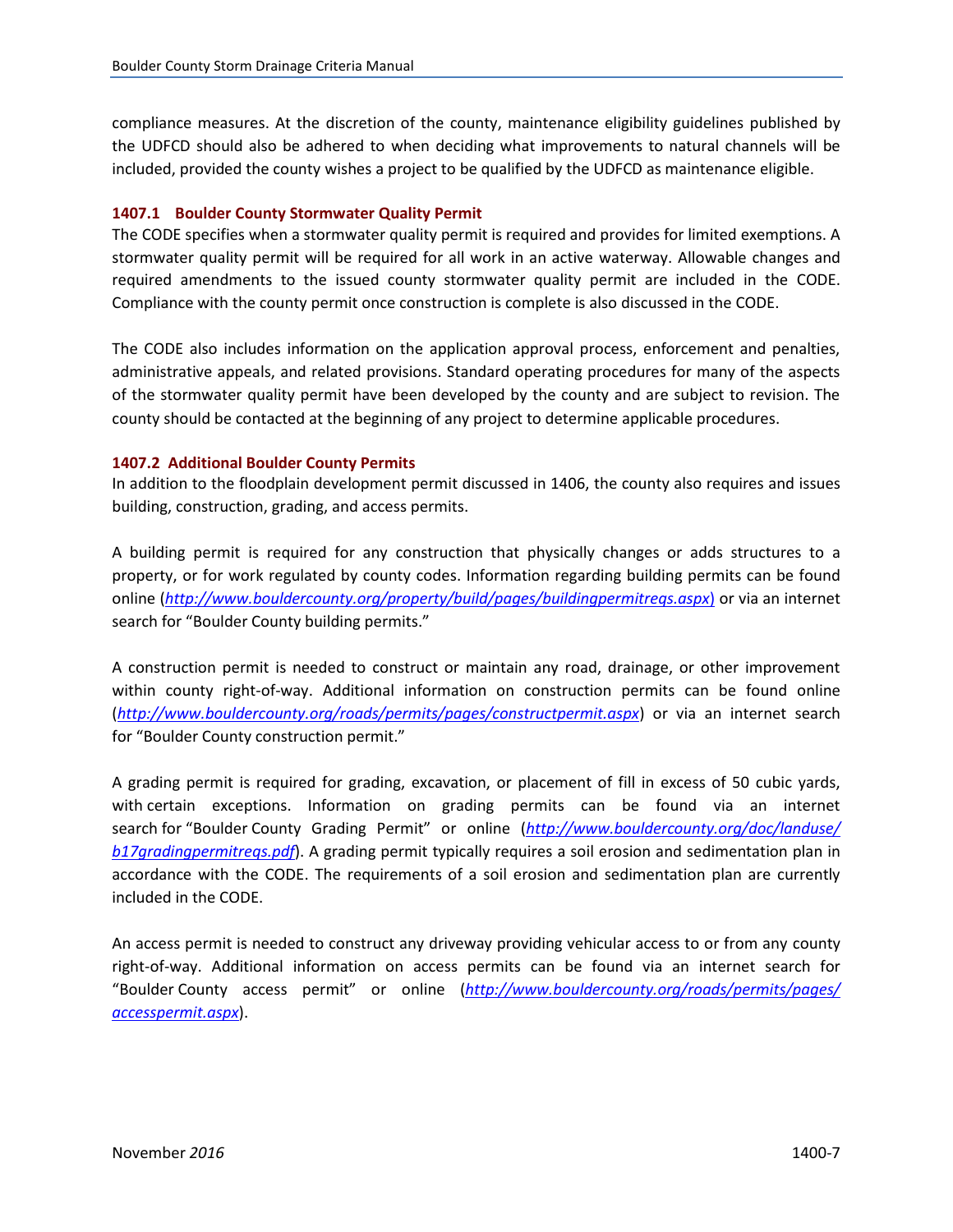compliance measures. At the discretion of the county, maintenance eligibility guidelines published by the UDFCD should also be adhered to when deciding what improvements to natural channels will be included, provided the county wishes a project to be qualified by the UDFCD as maintenance eligible.

### 1407.1 Boulder County Stormwater Quality Permit

The CODE specifies when a stormwater quality permit is required and provides for limited exemptions. A stormwater quality permit will be required for all work in an active waterway. Allowable changes and required amendments to the issued county stormwater quality permit are included in the CODE. Compliance with the county permit once construction is complete is also discussed in the CODE.

The CODE also includes information on the application approval process, enforcement and penalties, administrative appeals, and related provisions. Standard operating procedures for many of the aspects of the stormwater quality permit have been developed by the county and are subject to revision. The county should be contacted at the beginning of any project to determine applicable procedures.

### 1407.2 Additional Boulder County Permits

In addition to the floodplain development permit discussed in 1406, the county also requires and issues building, construction, grading, and access permits.

A building permit is required for any construction that physically changes or adds structures to a property, or for work regulated by county codes. Information regarding building permits can be found online (*http://www.bouldercounty.org/property/build/pages/buildingpermitreqs.aspx*) or via an internet search for "Boulder County building permits."

A construction permit is needed to construct or maintain any road, drainage, or other improvement within county right-of-way. Additional information on construction permits can be found online (*http://www.bouldercounty.org/roads/permits/pages/constructpermit.aspx*) or via an internet search for "Boulder County construction permit."

A grading permit is required for grading, excavation, or placement of fill in excess of 50 cubic yards, with certain exceptions. Information on grading permits can be found via an internet search for "Boulder County Grading Permit" or online (*http://www.bouldercounty.org/doc/landuse/b17gradingpermitreqs.pdf*). A grading permit typically requires a soil erosion and sedimentation plan in accordance with the CODE. The requirements of a soil erosion and sedimentation plan are currently included in the CODE.

An access permit is needed to construct any driveway providing vehicular access to or from any county right-of-way. Additional information on access permits can be found via an internet search for "Boulder County access permit" or online (*http://www.bouldercounty.org/roads/permits/pages/accesspermit.aspx*).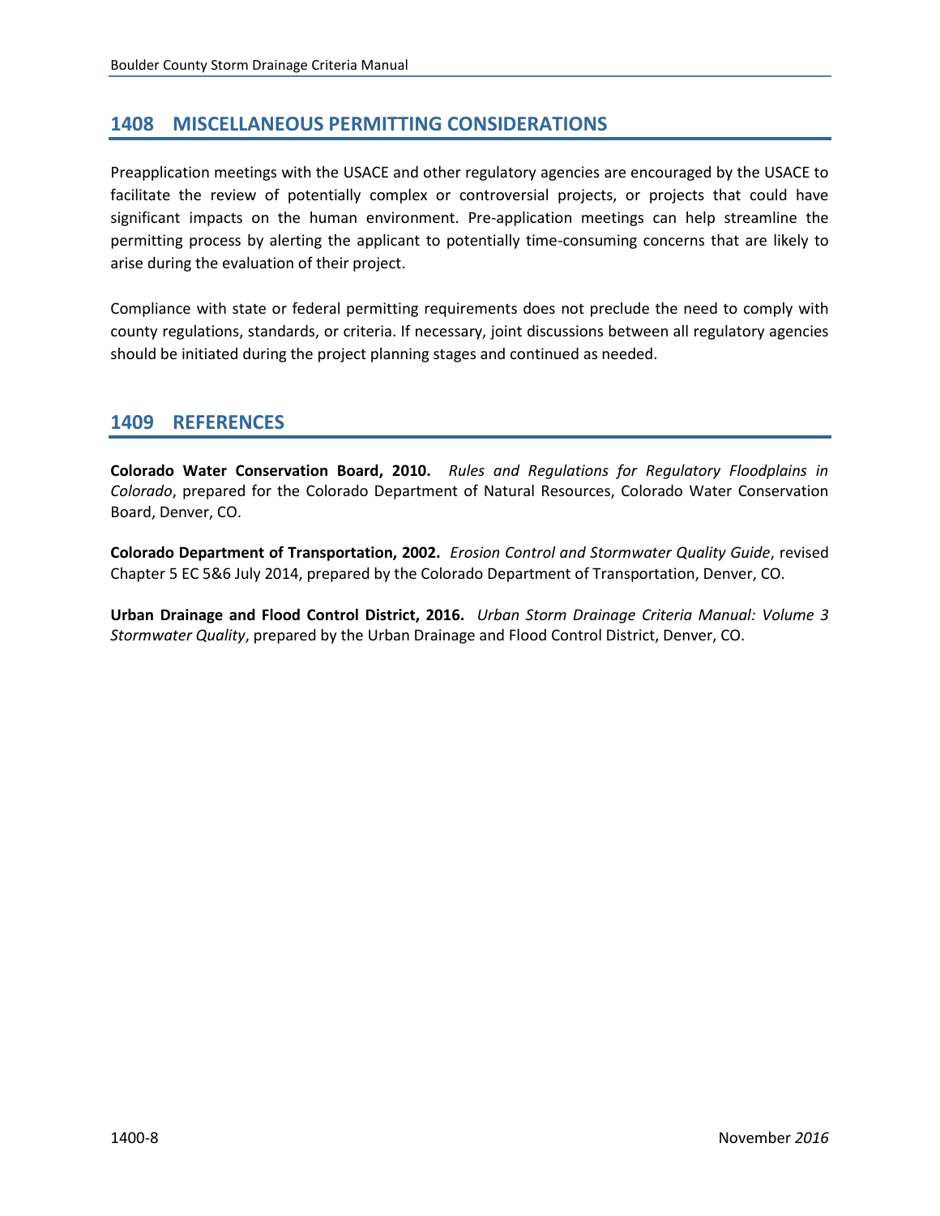## 1408 MISCELLANEOUS PERMITTING CONSIDERATIONS

Preapplication meetings with the USACE and other regulatory agencies are encouraged by the USACE to facilitate the review of potentially complex or controversial projects, or projects that could have significant impacts on the human environment. Pre-application meetings can help streamline the permitting process by alerting the applicant to potentially time-consuming concerns that are likely to arise during the evaluation of their project.

Compliance with state or federal permitting requirements does not preclude the need to comply with county regulations, standards, or criteria. If necessary, joint discussions between all regulatory agencies should be initiated during the project planning stages and continued as needed.

## 1409 REFERENCES

**Colorado Water Conservation Board, 2010.** *Rules and Regulations for Regulatory Floodplains in Colorado*, prepared for the Colorado Department of Natural Resources, Colorado Water Conservation Board, Denver, CO.

**Colorado Department of Transportation, 2002.** *Erosion Control and Stormwater Quality Guide*, revised Chapter 5 EC 5&6 July 2014, prepared by the Colorado Department of Transportation, Denver, CO.

**Urban Drainage and Flood Control District, 2016.** *Urban Storm Drainage Criteria Manual: Volume 3 Stormwater Quality*, prepared by the Urban Drainage and Flood Control District, Denver, CO.